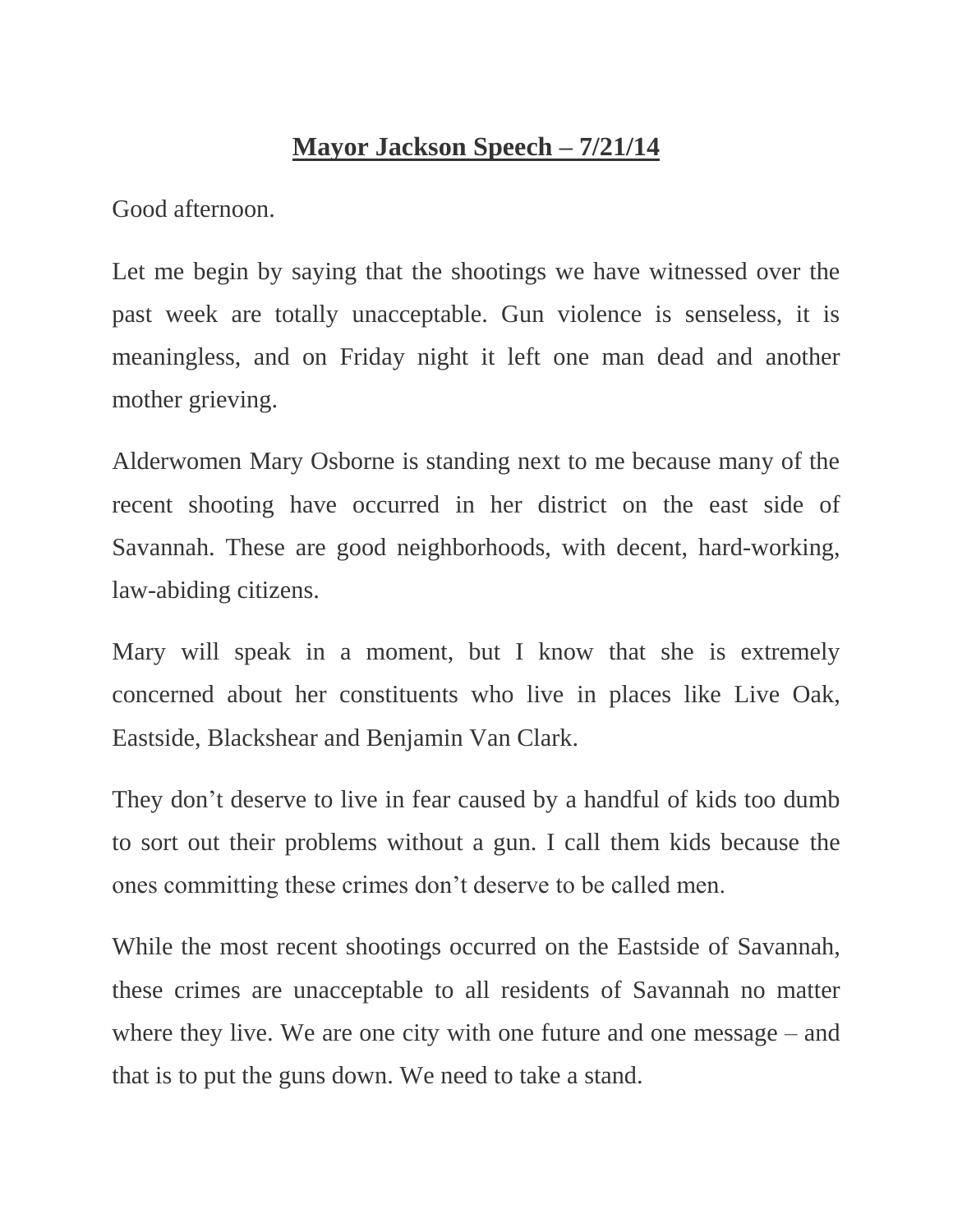# **Mayor Jackson Speech – 7/21/14**

Good afternoon.

Let me begin by saying that the shootings we have witnessed over the past week are totally unacceptable. Gun violence is senseless, it is meaningless, and on Friday night it left one man dead and another mother grieving.

Alderwomen Mary Osborne is standing next to me because many of the recent shooting have occurred in her district on the east side of Savannah. These are good neighborhoods, with decent, hard-working, law-abiding citizens.

Mary will speak in a moment, but I know that she is extremely concerned about her constituents who live in places like Live Oak, Eastside, Blackshear and Benjamin Van Clark.

They don't deserve to live in fear caused by a handful of kids too dumb to sort out their problems without a gun. I call them kids because the ones committing these crimes don't deserve to be called men.

While the most recent shootings occurred on the Eastside of Savannah, these crimes are unacceptable to all residents of Savannah no matter where they live. We are one city with one future and one message – and that is to put the guns down. We need to take a stand.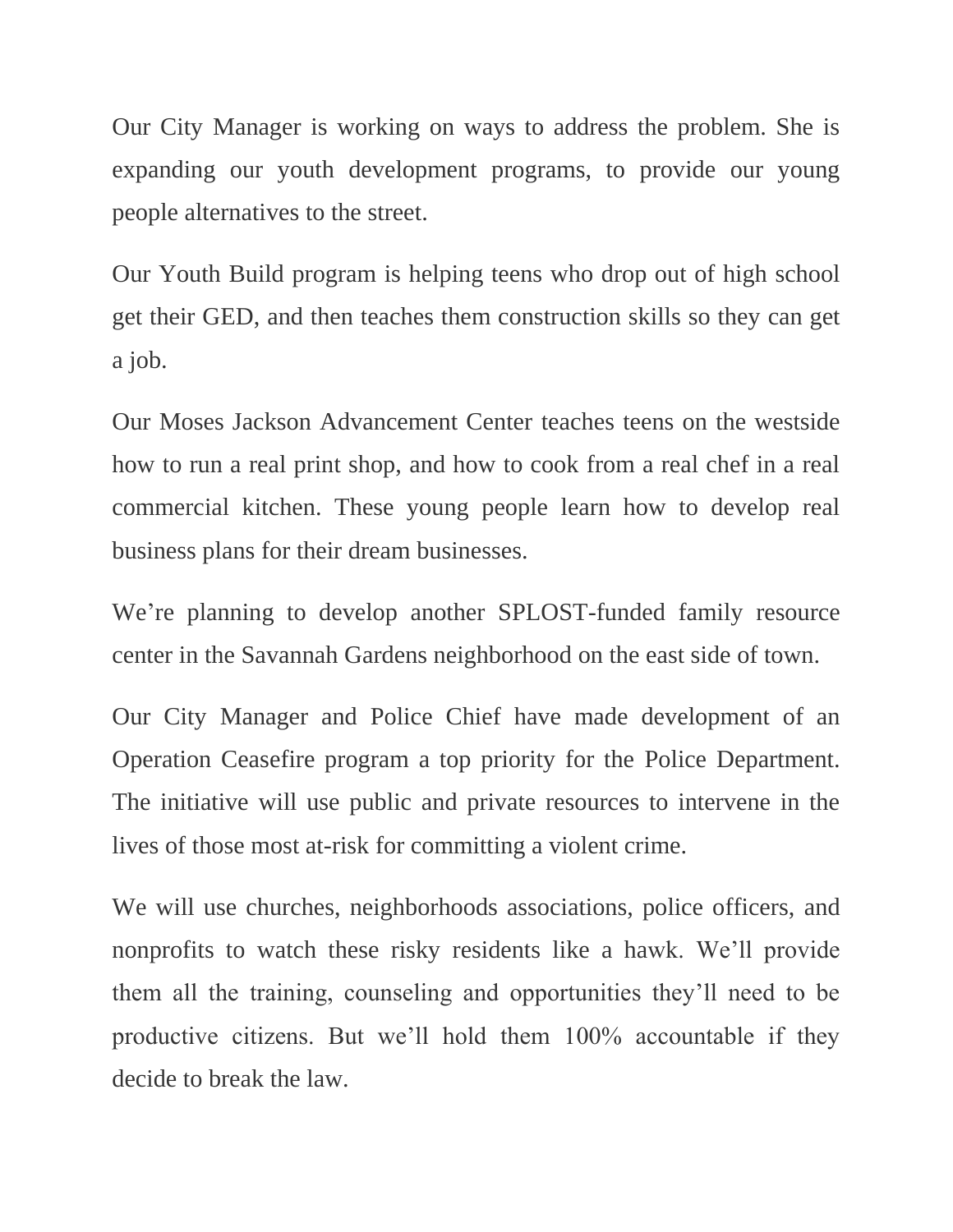Our City Manager is working on ways to address the problem. She is expanding our youth development programs, to provide our young people alternatives to the street.

Our Youth Build program is helping teens who drop out of high school get their GED, and then teaches them construction skills so they can get a job.

Our Moses Jackson Advancement Center teaches teens on the westside how to run a real print shop, and how to cook from a real chef in a real commercial kitchen. These young people learn how to develop real business plans for their dream businesses.

We're planning to develop another SPLOST-funded family resource center in the Savannah Gardens neighborhood on the east side of town.

Our City Manager and Police Chief have made development of an Operation Ceasefire program a top priority for the Police Department. The initiative will use public and private resources to intervene in the lives of those most at-risk for committing a violent crime.

We will use churches, neighborhoods associations, police officers, and nonprofits to watch these risky residents like a hawk. We'll provide them all the training, counseling and opportunities they'll need to be productive citizens. But we'll hold them 100% accountable if they decide to break the law.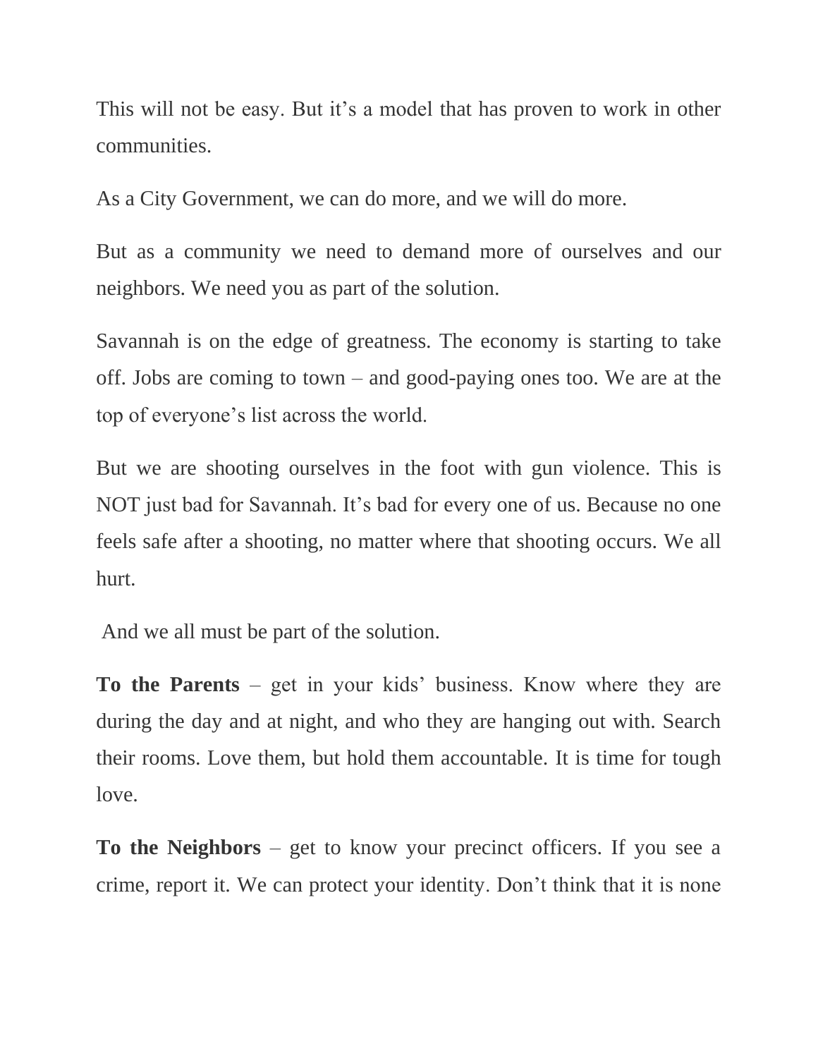This will not be easy. But it's a model that has proven to work in other communities.

As a City Government, we can do more, and we will do more.

But as a community we need to demand more of ourselves and our neighbors. We need you as part of the solution.

Savannah is on the edge of greatness. The economy is starting to take off. Jobs are coming to town – and good-paying ones too. We are at the top of everyone's list across the world.

But we are shooting ourselves in the foot with gun violence. This is NOT just bad for Savannah. It's bad for every one of us. Because no one feels safe after a shooting, no matter where that shooting occurs. We all hurt.

And we all must be part of the solution.

**To the Parents** – get in your kids' business. Know where they are during the day and at night, and who they are hanging out with. Search their rooms. Love them, but hold them accountable. It is time for tough love.

**To the Neighbors** – get to know your precinct officers. If you see a crime, report it. We can protect your identity. Don't think that it is none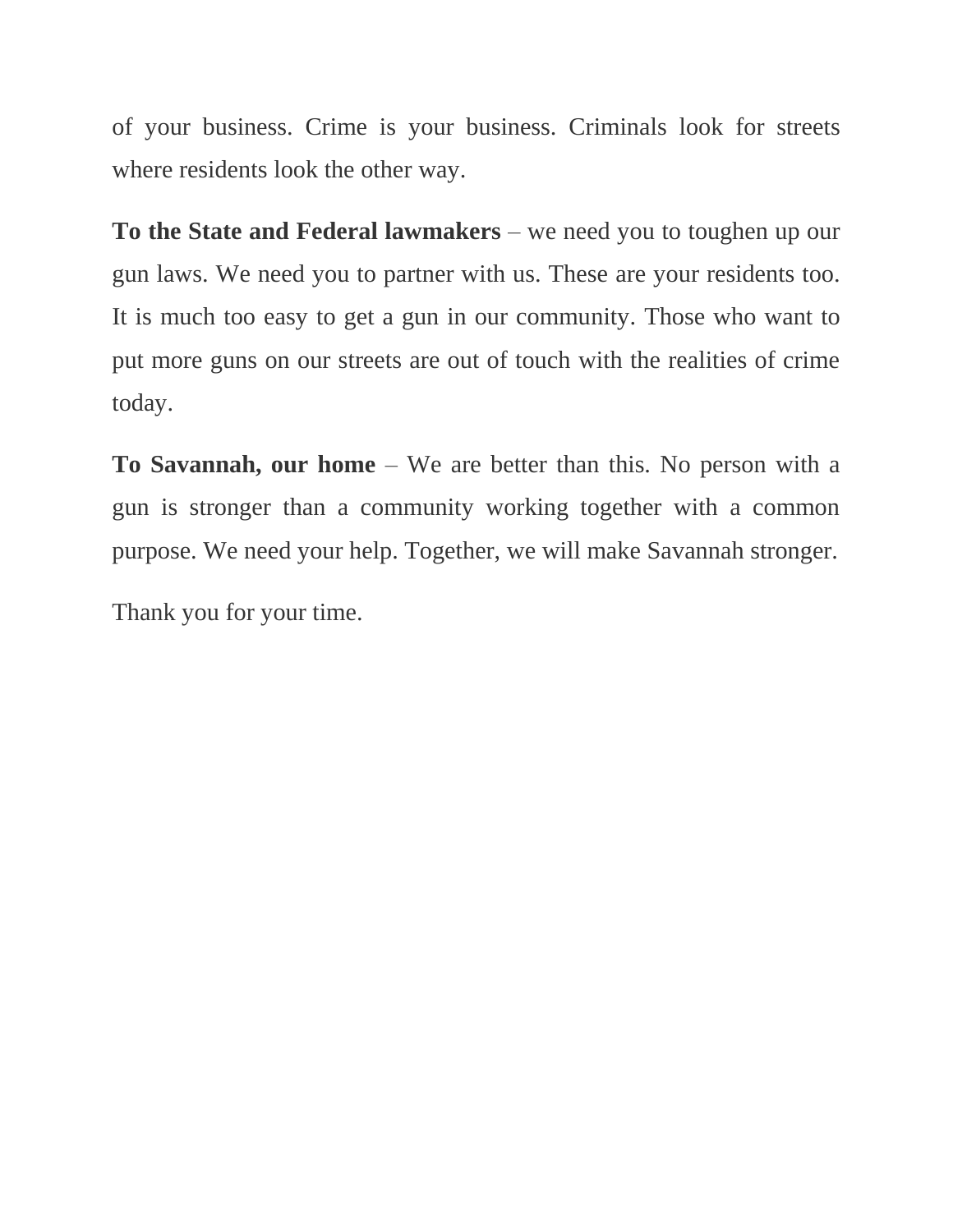of your business. Crime is your business. Criminals look for streets where residents look the other way.

**To the State and Federal lawmakers** – we need you to toughen up our gun laws. We need you to partner with us. These are your residents too. It is much too easy to get a gun in our community. Those who want to put more guns on our streets are out of touch with the realities of crime today.

**To Savannah, our home** – We are better than this. No person with a gun is stronger than a community working together with a common purpose. We need your help. Together, we will make Savannah stronger.

Thank you for your time.